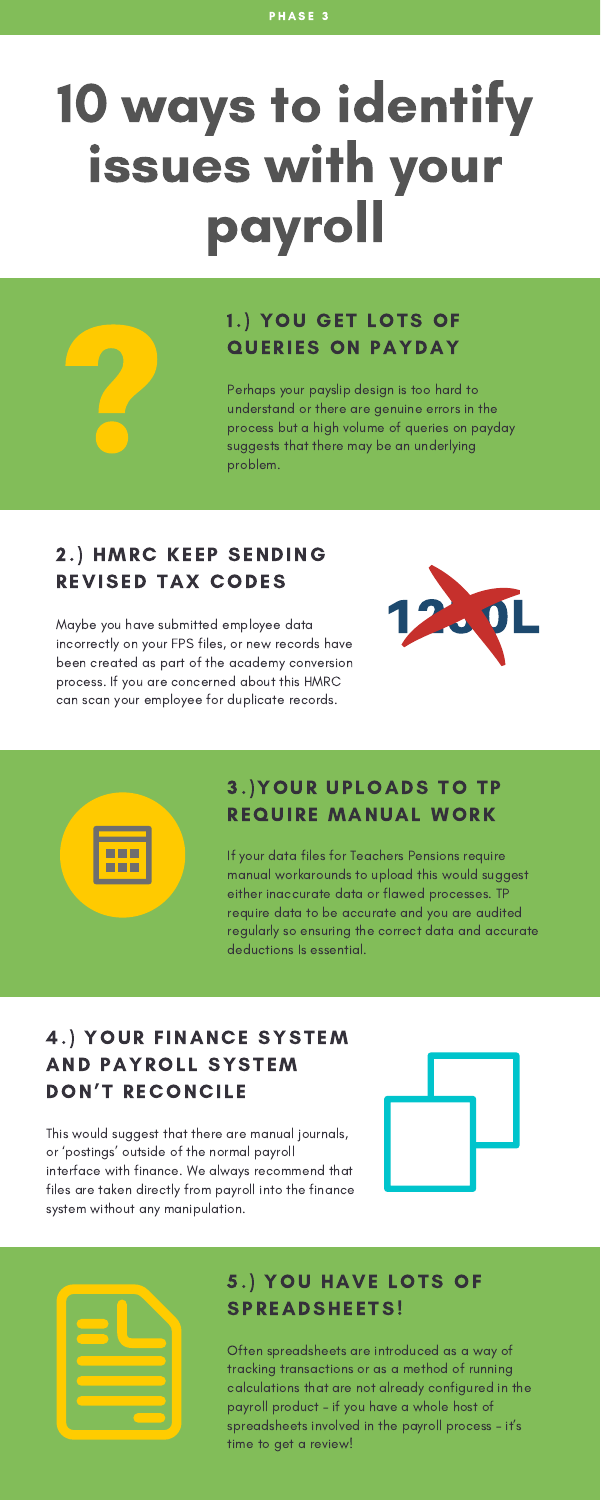PHASE 3

# 10 ways to identify issues with your payroll

## 1.) YOU GET LOTS OF QUERIES ON PAYDAY

Perhaps your payslip design is too hard to understand or there are genuine errors in the process but a high volume of queries on payday suggests that there may be an underlying problem.

## 2.) HMRC KEEP SENDING REVISED TAX CODES

Maybe you have submitted employee data incorrectly on your FPS files, or new records have been created as part of the academy conversion process. If you are concerned about this HMRC can scan your employee for duplicate records.

## 3.)YOUR UPLOADS TO TP REQUIRE MANUAL WORK

If your data files for Teachers Pensions require manual workarounds to upload this would suggest either inaccurate data or flawed processes. TP require data to be accurate and you are audited regularly so ensuring the correct data and accurate deductions Is essential.

## 4.) YOUR FINANCE SYSTEM AND PAYROLL SYSTEM DON'T RECONCILE

This would suggest that there are manual journals, or 'postings' outside of the normal payroll interface with finance. We always recommend that files are taken directly from payroll into the finance system without any manipulation.

## 5.) YOU HAVE LOTS OF SPREADSHEETS!

Often spreadsheets are introduced as a way of tracking transactions or as a method of running calculations that are not already configured in the payroll product - if you have a whole host of spreadsheets involved in the payroll process - it's time to get a review!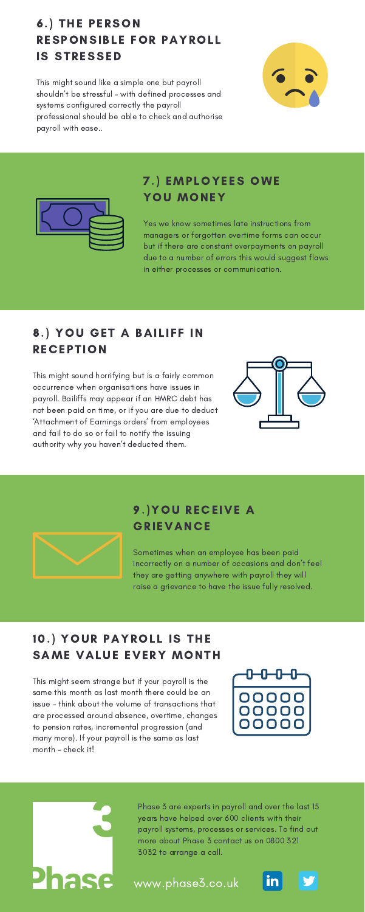## 6.) THE PERSON RESPONSIBLE FOR PAYROLL IS STRESSED

This might sound like a simple one but payroll shouldn't be stressful - with defined processes and systems configured correctly the payroll professional should be able to check and authorise payroll with ease..

## 7.) EMPLOYEES OWE YOU MONEY

Yes we know sometimes late instructions from managers or forgotten overtime forms can occur but if there are constant overpayments on payroll due to a number of errors this would suggest flaws in either processes or communication.

## 8.) YOU GET A BAILIFF IN RECEPTION

This might sound horrifying but is a fairly common occurrence when organisations have issues in payroll. Bailiffs may appear if an HMRC debt has not been paid on time, or if you are due to deduct 'Attachment of Earnings orders' from employees and fail to do so or fail to notify the issuing authority why you haven't deducted them.

## 9.)YOU RECEIVE A GRIEVANCE

Sometimes when an employee has been paid incorrectly on a number of occasions and don't feel they are getting anywhere with payroll they will raise a grievance to have the issue fully resolved.

## 10.) YOUR PAYROLL IS THE SAME VALUE EVERY MONTH

This might seem strange but if your payroll is the same this month as last month there could be an issue - think about the volume of transactions that are processed around absence, overtime, changes to pension rates, incremental progression (and many more). If your payroll is the same as last month - check it!

Phase 3 are experts in payroll and over the last 15 years have helped over 600 clients with their payroll systems, processes or services. To find out more about Phase 3 contact us on 0800 321 3032 to arrange a call.

www.phase3.co.uk